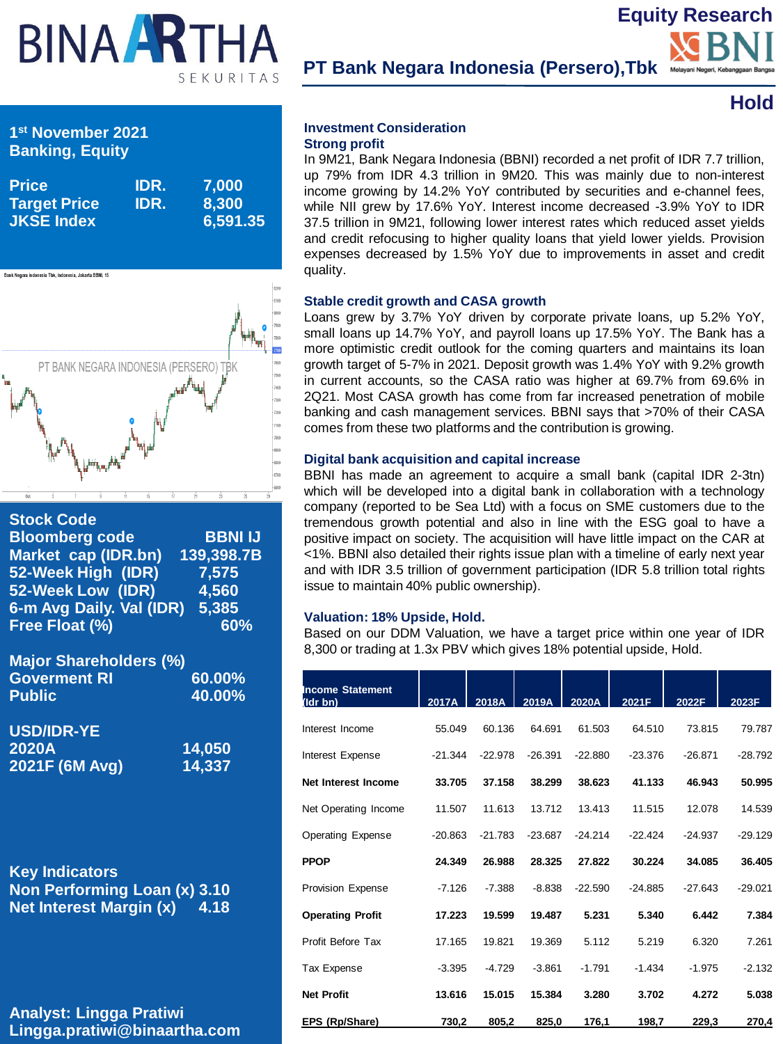# BINA ARTHA SEKURITAS

## Equity Research

## PT Bank Negara Indonesia (Persero),Tbk

**Hold**

**1st November 2021**
**Banking, Equity**

| | | |
|---|---|---|
| **Price** | **IDR.** | **7,000** |
| **Target Price** | **IDR.** | **8,300** |
| **JKSE Index** | | **6,591.35** |

**Stock Code**

| | |
|---|---|
| **Bloomberg code** | **BBNI IJ** |
| **Market cap (IDR.bn)** | **139,398.7B** |
| **52-Week High (IDR)** | **7,575** |
| **52-Week Low (IDR)** | **4,560** |
| **6-m Avg Daily. Val (IDR)** | **5,385** |
| **Free Float (%)** | **60%** |

**Major Shareholders (%)**

| | |
|---|---|
| **Goverment RI** | **60.00%** |
| **Public** | **40.00%** |

**USD/IDR-YE**

| | |
|---|---|
| **2020A** | **14,050** |
| **2021F (6M Avg)** | **14,337** |

**Key Indicators**

| | |
|---|---|
| **Non Performing Loan (x)** | **3.10** |
| **Net Interest Margin (x)** | **4.18** |

**Analyst: Lingga Pratiwi**
**Lingga.pratiwi@binaartha.com**

### Investment Consideration

**Strong profit**

In 9M21, Bank Negara Indonesia (BBNI) recorded a net profit of IDR 7.7 trillion, up 79% from IDR 4.3 trillion in 9M20. This was mainly due to non-interest income growing by 14.2% YoY contributed by securities and e-channel fees, while NII grew by 17.6% YoY. Interest income decreased -3.9% YoY to IDR 37.5 trillion in 9M21, following lower interest rates which reduced asset yields and credit refocusing to higher quality loans that yield lower yields. Provision expenses decreased by 1.5% YoY due to improvements in asset and credit quality.

**Stable credit growth and CASA growth**

Loans grew by 3.7% YoY driven by corporate private loans, up 5.2% YoY, small loans up 14.7% YoY, and payroll loans up 17.5% YoY. The Bank has a more optimistic credit outlook for the coming quarters and maintains its loan growth target of 5-7% in 2021. Deposit growth was 1.4% YoY with 9.2% growth in current accounts, so the CASA ratio was higher at 69.7% from 69.6% in 2Q21. Most CASA growth has come from far increased penetration of mobile banking and cash management services. BBNI says that >70% of their CASA comes from these two platforms and the contribution is growing.

**Digital bank acquisition and capital increase**

BBNI has made an agreement to acquire a small bank (capital IDR 2-3tn) which will be developed into a digital bank in collaboration with a technology company (reported to be Sea Ltd) with a focus on SME customers due to the tremendous growth potential and also in line with the ESG goal to have a positive impact on society. The acquisition will have little impact on the CAR at <1%. BBNI also detailed their rights issue plan with a timeline of early next year and with IDR 3.5 trillion of government participation (IDR 5.8 trillion total rights issue to maintain 40% public ownership).

**Valuation: 18% Upside, Hold.**

Based on our DDM Valuation, we have a target price within one year of IDR 8,300 or trading at 1.3x PBV which gives 18% potential upside, Hold.

| Income Statement (Idr bn) | 2017A | 2018A | 2019A | 2020A | 2021F | 2022F | 2023F |
|---|---|---|---|---|---|---|---|
| Interest Income | 55.049 | 60.136 | 64.691 | 61.503 | 64.510 | 73.815 | 79.787 |
| Interest Expense | -21.344 | -22.978 | -26.391 | -22.880 | -23.376 | -26.871 | -28.792 |
| **Net Interest Income** | **33.705** | **37.158** | **38.299** | **38.623** | **41.133** | **46.943** | **50.995** |
| Net Operating Income | 11.507 | 11.613 | 13.712 | 13.413 | 11.515 | 12.078 | 14.539 |
| Operating Expense | -20.863 | -21.783 | -23.687 | -24.214 | -22.424 | -24.937 | -29.129 |
| **PPOP** | **24.349** | **26.988** | **28.325** | **27.822** | **30.224** | **34.085** | **36.405** |
| Provision Expense | -7.126 | -7.388 | -8.838 | -22.590 | -24.885 | -27.643 | -29.021 |
| **Operating Profit** | **17.223** | **19.599** | **19.487** | **5.231** | **5.340** | **6.442** | **7.384** |
| Profit Before Tax | 17.165 | 19.821 | 19.369 | 5.112 | 5.219 | 6.320 | 7.261 |
| Tax Expense | -3.395 | -4.729 | -3.861 | -1.791 | -1.434 | -1.975 | -2.132 |
| **Net Profit** | **13.616** | **15.015** | **15.384** | **3.280** | **3.702** | **4.272** | **5.038** |
| **EPS (Rp/Share)** | **730,2** | **805,2** | **825,0** | **176,1** | **198,7** | **229,3** | **270,4** |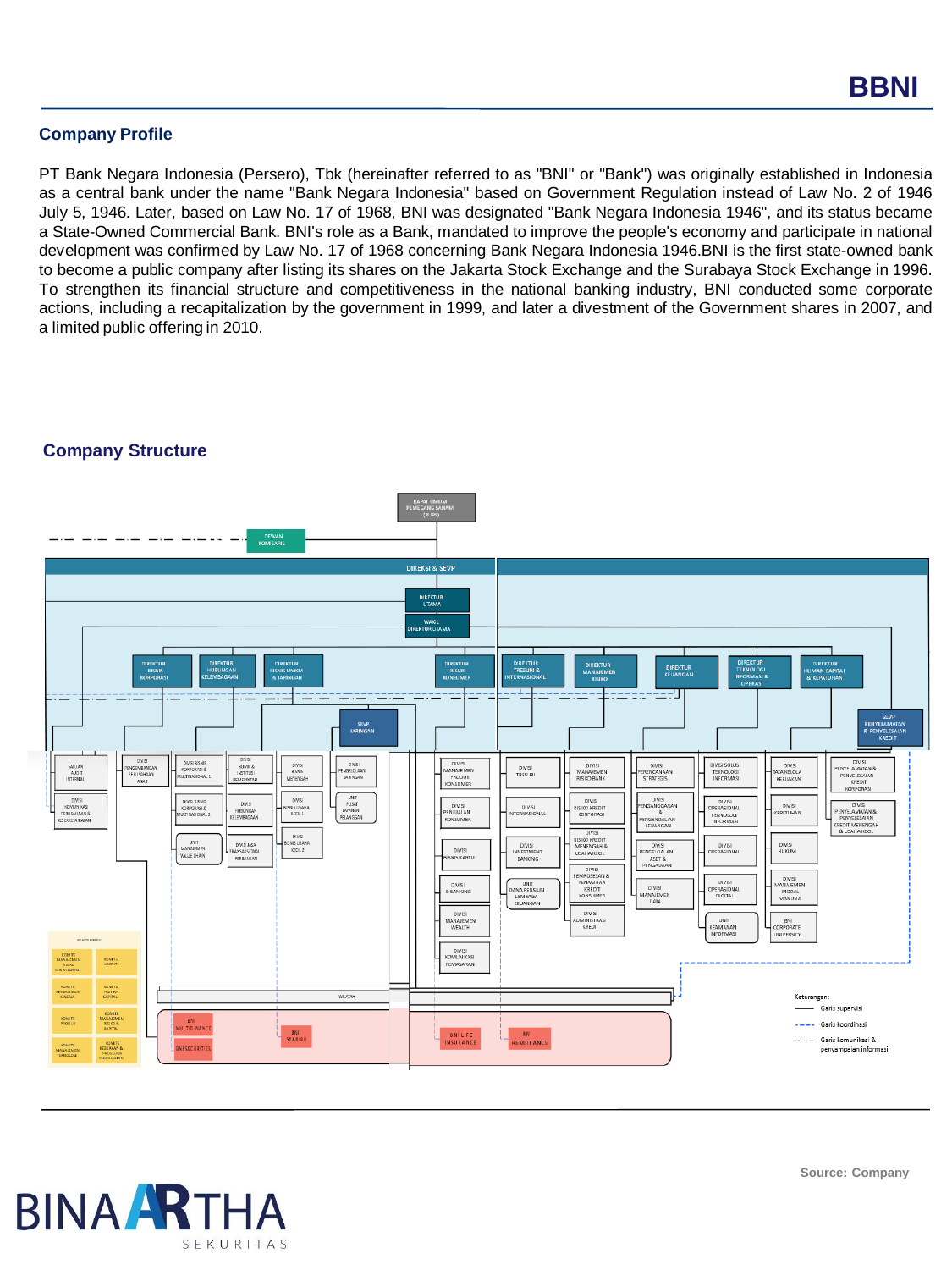## Company Profile

PT Bank Negara Indonesia (Persero), Tbk (hereinafter referred to as "BNI" or "Bank") was originally established in Indonesia as a central bank under the name "Bank Negara Indonesia" based on Government Regulation instead of Law No. 2 of 1946 July 5, 1946. Later, based on Law No. 17 of 1968, BNI was designated "Bank Negara Indonesia 1946", and its status became a State-Owned Commercial Bank. BNI's role as a Bank, mandated to improve the people's economy and participate in national development was confirmed by Law No. 17 of 1968 concerning Bank Negara Indonesia 1946.BNI is the first state-owned bank to become a public company after listing its shares on the Jakarta Stock Exchange and the Surabaya Stock Exchange in 1996. To strengthen its financial structure and competitiveness in the national banking industry, BNI conducted some corporate actions, including a recapitalization by the government in 1999, and later a divestment of the Government shares in 2007, and a limited public offering in 2010.

## Company Structure

Source: Company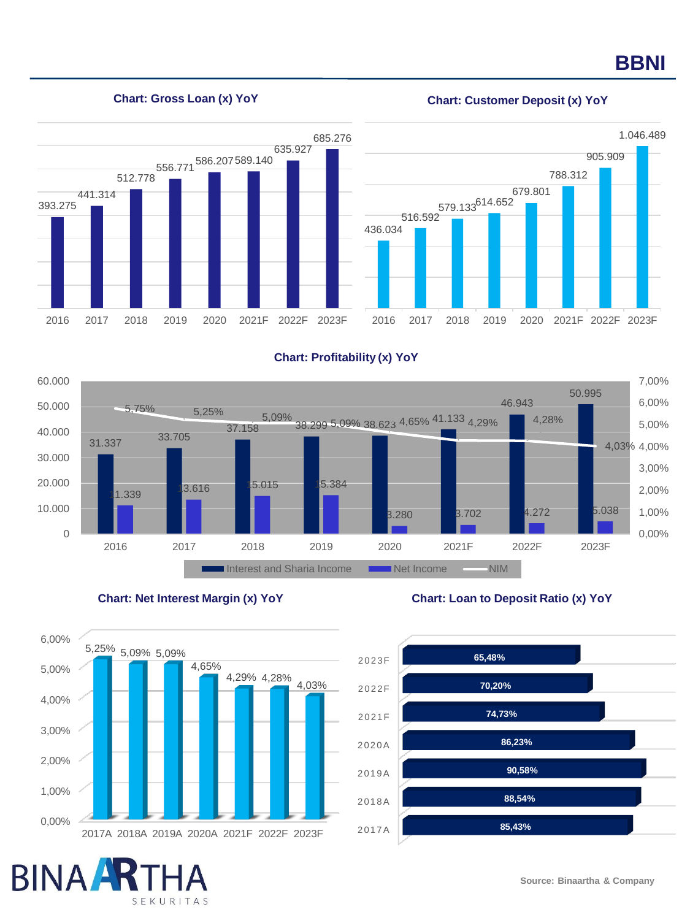# BBNI

**Chart: Gross Loan (x) YoY**

| Year | Gross Loan |
|---|---|
| 2016 | 393.275 |
| 2017 | 441.314 |
| 2018 | 512.778 |
| 2019 | 556.771 |
| 2020 | 586.207 |
| 2021F | 589.140 |
| 2022F | 635.927 |
| 2023F | 685.276 |

**Chart: Customer Deposit (x) YoY**

| Year | Customer Deposit |
|---|---|
| 2016 | 436.034 |
| 2017 | 516.592 |
| 2018 | 579.133 |
| 2019 | 614.652 |
| 2020 | 679.801 |
| 2021F | 788.312 |
| 2022F | 905.909 |
| 2023F | 1.046.489 |

**Chart: Profitability (x) YoY**

| Year | Interest and Sharia Income | Net Income | NIM |
|---|---|---|---|
| 2016 | 31.337 | 11.339 | 5,75% |
| 2017 | 33.705 | 13.616 | 5,25% |
| 2018 | 37.158 | 15.015 | 5,09% |
| 2019 | 38.299 | 15.384 | 5,09% |
| 2020 | 38.623 | 3.280 | 4,65% |
| 2021F | 41.133 | 3.702 | 4,29% |
| 2022F | 46.943 | 4.272 | 4,28% |
| 2023F | 50.995 | 5.038 | 4,03% |

**Chart: Net Interest Margin (x) YoY**

| Year | NIM |
|---|---|
| 2017A | 5,25% |
| 2018A | 5,09% |
| 2019A | 5,09% |
| 2020A | 4,65% |
| 2021F | 4,29% |
| 2022F | 4,28% |
| 2023F | 4,03% |

**Chart: Loan to Deposit Ratio (x) YoY**

| Year | LDR |
|---|---|
| 2023F | 65,48% |
| 2022F | 70,20% |
| 2021F | 74,73% |
| 2020A | 86,23% |
| 2019A | 90,58% |
| 2018A | 88,54% |
| 2017A | 85,43% |

Source: Binaartha & Company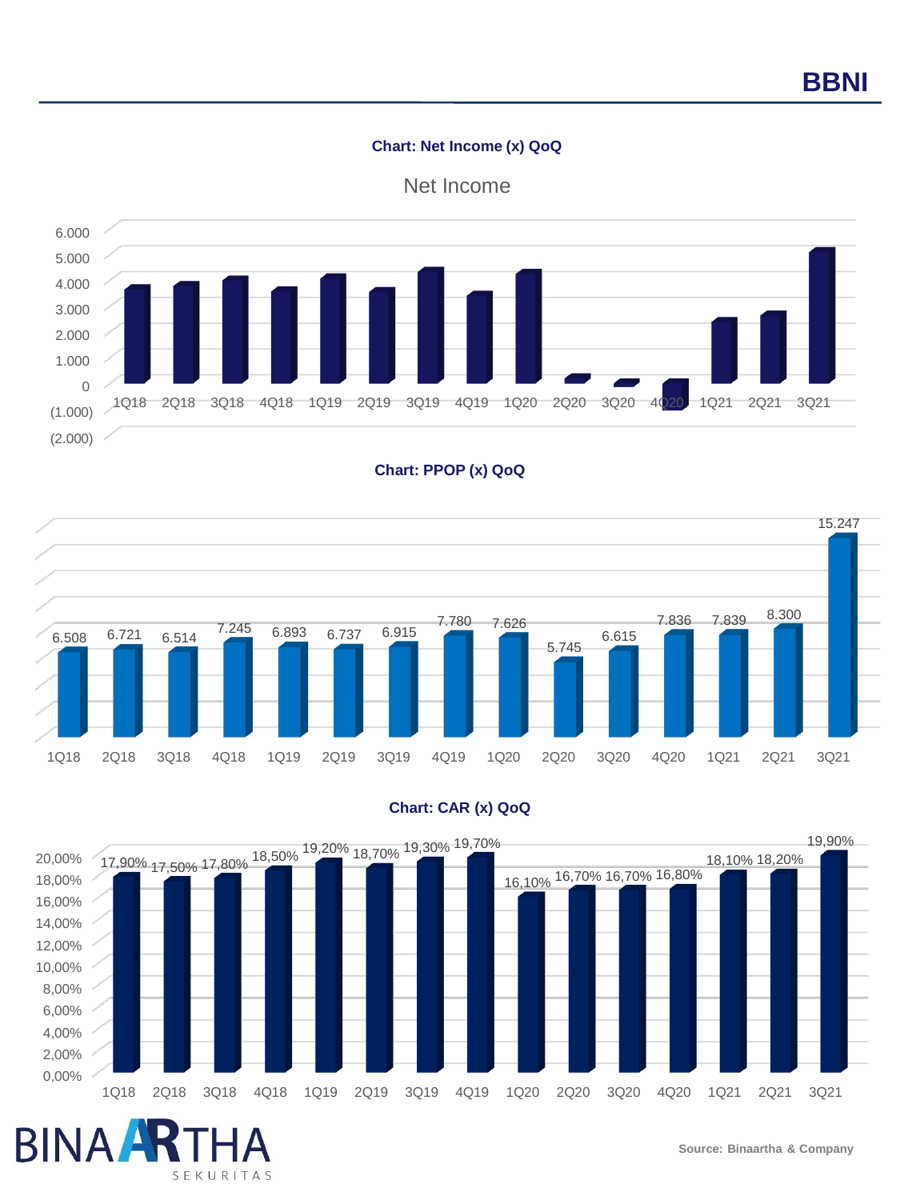# BBNI

**Chart: Net Income (x) QoQ**

Net Income

| | 1Q18 | 2Q18 | 3Q18 | 4Q18 | 1Q19 | 2Q19 | 3Q19 | 4Q19 | 1Q20 | 2Q20 | 3Q20 | 4Q20 | 1Q21 | 2Q21 | 3Q21 |
|---|---|---|---|---|---|---|---|---|---|---|---|---|---|---|---|

**Chart: PPOP (x) QoQ**

| 1Q18 | 2Q18 | 3Q18 | 4Q18 | 1Q19 | 2Q19 | 3Q19 | 4Q19 | 1Q20 | 2Q20 | 3Q20 | 4Q20 | 1Q21 | 2Q21 | 3Q21 |
|---|---|---|---|---|---|---|---|---|---|---|---|---|---|---|
| 6.508 | 6.721 | 6.514 | 7.245 | 6.893 | 6.737 | 6.915 | 7.780 | 7.626 | 5.745 | 6.615 | 7.836 | 7.839 | 8.300 | 15.247 |

**Chart: CAR (x) QoQ**

| 1Q18 | 2Q18 | 3Q18 | 4Q18 | 1Q19 | 2Q19 | 3Q19 | 4Q19 | 1Q20 | 2Q20 | 3Q20 | 4Q20 | 1Q21 | 2Q21 | 3Q21 |
|---|---|---|---|---|---|---|---|---|---|---|---|---|---|---|
| 17,90% | 17,50% | 17,80% | 18,50% | 19,20% | 18,70% | 19,30% | 19,70% | 16,10% | 16,70% | 16,70% | 16,80% | 18,10% | 18,20% | 19,90% |

Source: Binaartha & Company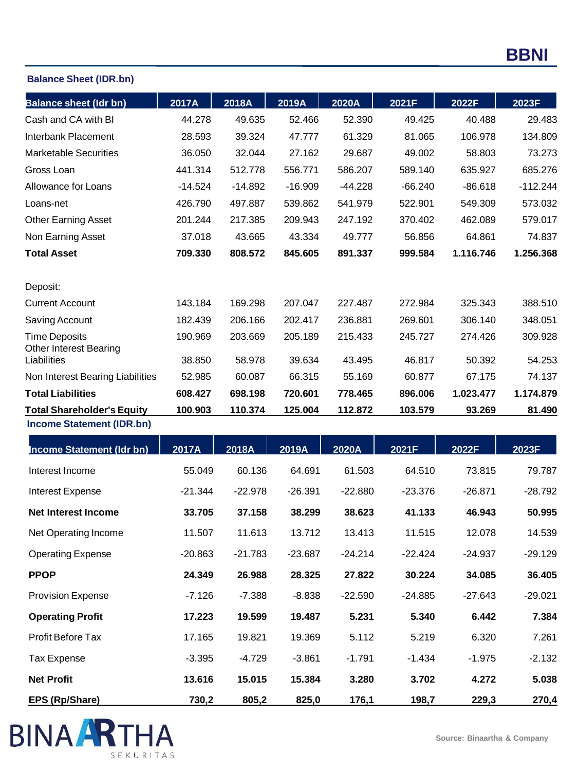# BBNI

## Balance Sheet (IDR.bn)

| Balance sheet (Idr bn) | 2017A | 2018A | 2019A | 2020A | 2021F | 2022F | 2023F |
|---|---|---|---|---|---|---|---|
| Cash and CA with BI | 44.278 | 49.635 | 52.466 | 52.390 | 49.425 | 40.488 | 29.483 |
| Interbank Placement | 28.593 | 39.324 | 47.777 | 61.329 | 81.065 | 106.978 | 134.809 |
| Marketable Securities | 36.050 | 32.044 | 27.162 | 29.687 | 49.002 | 58.803 | 73.273 |
| Gross Loan | 441.314 | 512.778 | 556.771 | 586.207 | 589.140 | 635.927 | 685.276 |
| Allowance for Loans | -14.524 | -14.892 | -16.909 | -44.228 | -66.240 | -86.618 | -112.244 |
| Loans-net | 426.790 | 497.887 | 539.862 | 541.979 | 522.901 | 549.309 | 573.032 |
| Other Earning Asset | 201.244 | 217.385 | 209.943 | 247.192 | 370.402 | 462.089 | 579.017 |
| Non Earning Asset | 37.018 | 43.665 | 43.334 | 49.777 | 56.856 | 64.861 | 74.837 |
| **Total Asset** | **709.330** | **808.572** | **845.605** | **891.337** | **999.584** | **1.116.746** | **1.256.368** |
| | | | | | | | |
| Deposit: | | | | | | | |
| Current Account | 143.184 | 169.298 | 207.047 | 227.487 | 272.984 | 325.343 | 388.510 |
| Saving Account | 182.439 | 206.166 | 202.417 | 236.881 | 269.601 | 306.140 | 348.051 |
| Time Deposits | 190.969 | 203.669 | 205.189 | 215.433 | 245.727 | 274.426 | 309.928 |
| Other Interest Bearing Liabilities | 38.850 | 58.978 | 39.634 | 43.495 | 46.817 | 50.392 | 54.253 |
| Non Interest Bearing Liabilities | 52.985 | 60.087 | 66.315 | 55.169 | 60.877 | 67.175 | 74.137 |
| **Total Liabilities** | **608.427** | **698.198** | **720.601** | **778.465** | **896.006** | **1.023.477** | **1.174.879** |
| **Total Shareholder's Equity** | **100.903** | **110.374** | **125.004** | **112.872** | **103.579** | **93.269** | **81.490** |

## Income Statement (IDR.bn)

| Income Statement (Idr bn) | 2017A | 2018A | 2019A | 2020A | 2021F | 2022F | 2023F |
|---|---|---|---|---|---|---|---|
| Interest Income | 55.049 | 60.136 | 64.691 | 61.503 | 64.510 | 73.815 | 79.787 |
| Interest Expense | -21.344 | -22.978 | -26.391 | -22.880 | -23.376 | -26.871 | -28.792 |
| **Net Interest Income** | **33.705** | **37.158** | **38.299** | **38.623** | **41.133** | **46.943** | **50.995** |
| Net Operating Income | 11.507 | 11.613 | 13.712 | 13.413 | 11.515 | 12.078 | 14.539 |
| Operating Expense | -20.863 | -21.783 | -23.687 | -24.214 | -22.424 | -24.937 | -29.129 |
| **PPOP** | **24.349** | **26.988** | **28.325** | **27.822** | **30.224** | **34.085** | **36.405** |
| Provision Expense | -7.126 | -7.388 | -8.838 | -22.590 | -24.885 | -27.643 | -29.021 |
| **Operating Profit** | **17.223** | **19.599** | **19.487** | **5.231** | **5.340** | **6.442** | **7.384** |
| Profit Before Tax | 17.165 | 19.821 | 19.369 | 5.112 | 5.219 | 6.320 | 7.261 |
| Tax Expense | -3.395 | -4.729 | -3.861 | -1.791 | -1.434 | -1.975 | -2.132 |
| **Net Profit** | **13.616** | **15.015** | **15.384** | **3.280** | **3.702** | **4.272** | **5.038** |
| **EPS (Rp/Share)** | **730,2** | **805,2** | **825,0** | **176,1** | **198,7** | **229,3** | **270,4** |

Source: Binaartha & Company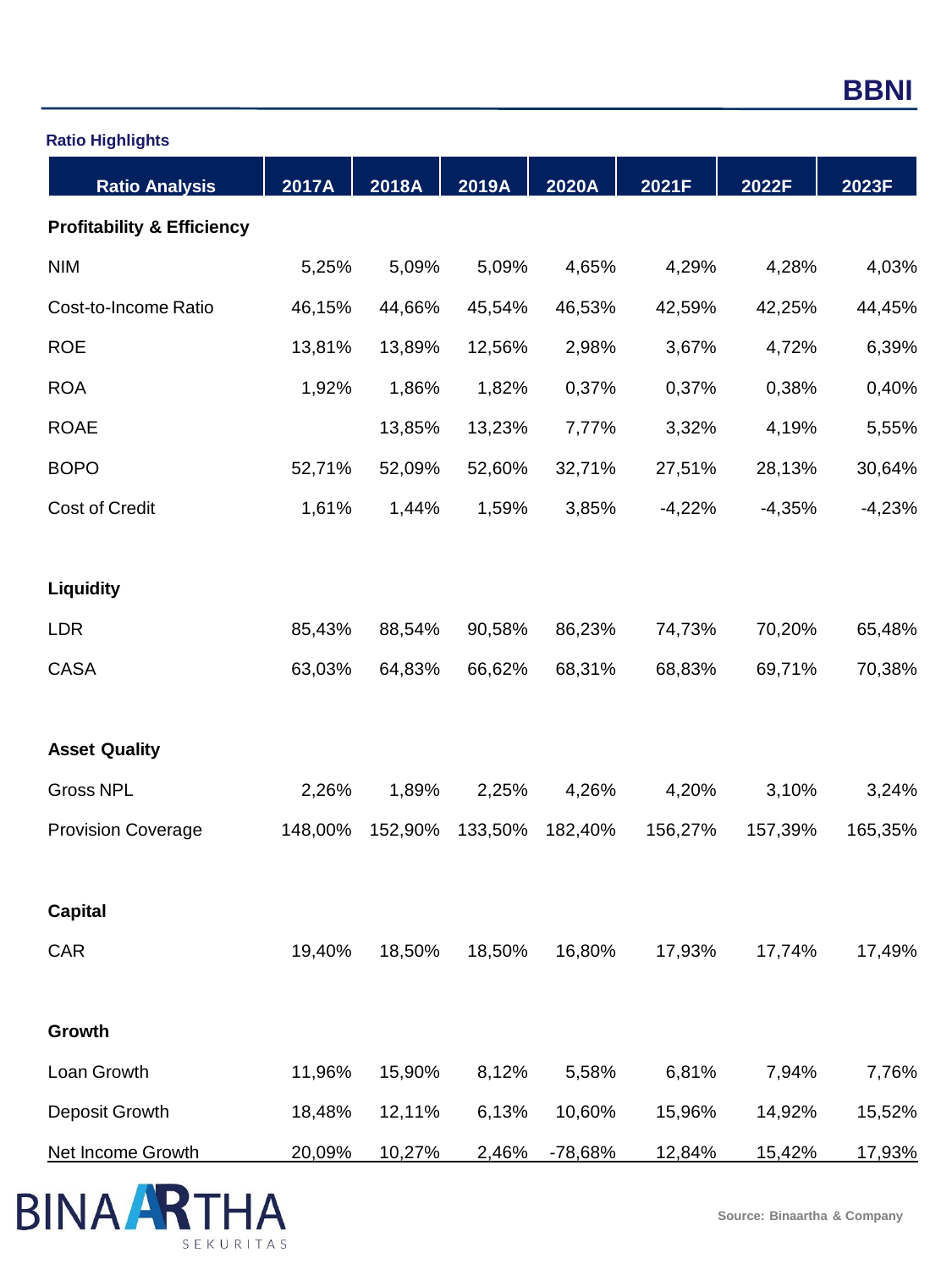# BBNI

**Ratio Highlights**

| Ratio Analysis | 2017A | 2018A | 2019A | 2020A | 2021F | 2022F | 2023F |
|---|---|---|---|---|---|---|---|
| **Profitability & Efficiency** | | | | | | | |
| NIM | 5,25% | 5,09% | 5,09% | 4,65% | 4,29% | 4,28% | 4,03% |
| Cost-to-Income Ratio | 46,15% | 44,66% | 45,54% | 46,53% | 42,59% | 42,25% | 44,45% |
| ROE | 13,81% | 13,89% | 12,56% | 2,98% | 3,67% | 4,72% | 6,39% |
| ROA | 1,92% | 1,86% | 1,82% | 0,37% | 0,37% | 0,38% | 0,40% |
| ROAE | | 13,85% | 13,23% | 7,77% | 3,32% | 4,19% | 5,55% |
| BOPO | 52,71% | 52,09% | 52,60% | 32,71% | 27,51% | 28,13% | 30,64% |
| Cost of Credit | 1,61% | 1,44% | 1,59% | 3,85% | -4,22% | -4,35% | -4,23% |
| **Liquidity** | | | | | | | |
| LDR | 85,43% | 88,54% | 90,58% | 86,23% | 74,73% | 70,20% | 65,48% |
| CASA | 63,03% | 64,83% | 66,62% | 68,31% | 68,83% | 69,71% | 70,38% |
| **Asset Quality** | | | | | | | |
| Gross NPL | 2,26% | 1,89% | 2,25% | 4,26% | 4,20% | 3,10% | 3,24% |
| Provision Coverage | 148,00% | 152,90% | 133,50% | 182,40% | 156,27% | 157,39% | 165,35% |
| **Capital** | | | | | | | |
| CAR | 19,40% | 18,50% | 18,50% | 16,80% | 17,93% | 17,74% | 17,49% |
| **Growth** | | | | | | | |
| Loan Growth | 11,96% | 15,90% | 8,12% | 5,58% | 6,81% | 7,94% | 7,76% |
| Deposit Growth | 18,48% | 12,11% | 6,13% | 10,60% | 15,96% | 14,92% | 15,52% |
| Net Income Growth | 20,09% | 10,27% | 2,46% | -78,68% | 12,84% | 15,42% | 17,93% |

Source: Binaartha & Company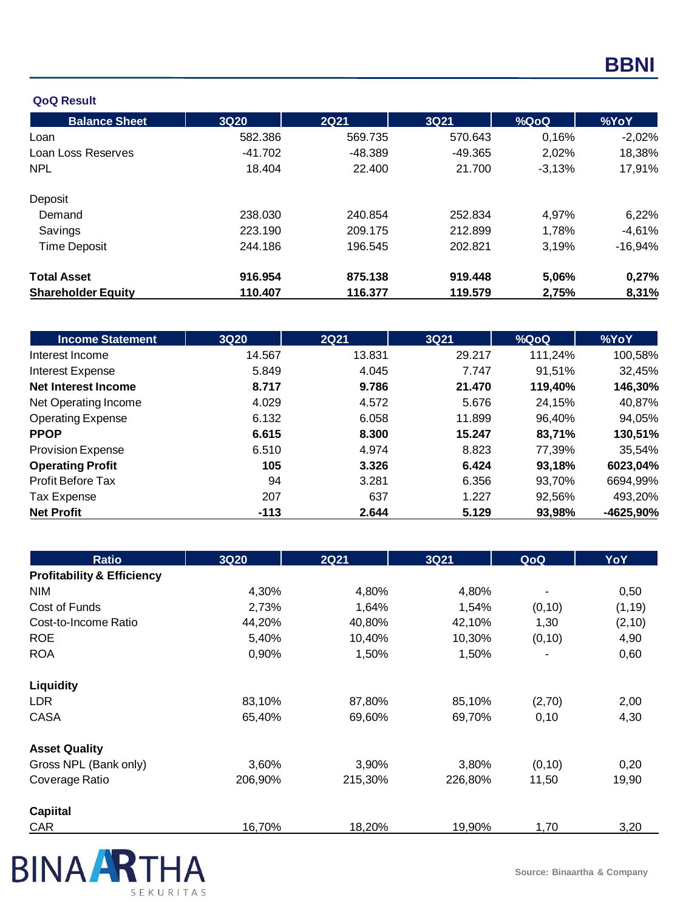# BBNI

**QoQ Result**

| Balance Sheet | 3Q20 | 2Q21 | 3Q21 | %QoQ | %YoY |
|---|---|---|---|---|---|
| Loan | 582.386 | 569.735 | 570.643 | 0,16% | -2,02% |
| Loan Loss Reserves | -41.702 | -48.389 | -49.365 | 2,02% | 18,38% |
| NPL | 18.404 | 22.400 | 21.700 | -3,13% | 17,91% |
| Deposit | | | | | |
| Demand | 238.030 | 240.854 | 252.834 | 4,97% | 6,22% |
| Savings | 223.190 | 209.175 | 212.899 | 1,78% | -4,61% |
| Time Deposit | 244.186 | 196.545 | 202.821 | 3,19% | -16,94% |
| **Total Asset** | **916.954** | **875.138** | **919.448** | **5,06%** | **0,27%** |
| **Shareholder Equity** | **110.407** | **116.377** | **119.579** | **2,75%** | **8,31%** |

| Income Statement | 3Q20 | 2Q21 | 3Q21 | %QoQ | %YoY |
|---|---|---|---|---|---|
| Interest Income | 14.567 | 13.831 | 29.217 | 111,24% | 100,58% |
| Interest Expense | 5.849 | 4.045 | 7.747 | 91,51% | 32,45% |
| **Net Interest Income** | **8.717** | **9.786** | **21.470** | **119,40%** | **146,30%** |
| Net Operating Income | 4.029 | 4.572 | 5.676 | 24,15% | 40,87% |
| Operating Expense | 6.132 | 6.058 | 11.899 | 96,40% | 94,05% |
| **PPOP** | **6.615** | **8.300** | **15.247** | **83,71%** | **130,51%** |
| Provision Expense | 6.510 | 4.974 | 8.823 | 77,39% | 35,54% |
| **Operating Profit** | **105** | **3.326** | **6.424** | **93,18%** | **6023,04%** |
| Profit Before Tax | 94 | 3.281 | 6.356 | 93,70% | 6694,99% |
| Tax Expense | 207 | 637 | 1.227 | 92,56% | 493,20% |
| **Net Profit** | **-113** | **2.644** | **5.129** | **93,98%** | **-4625,90%** |

| Ratio | 3Q20 | 2Q21 | 3Q21 | QoQ | YoY |
|---|---|---|---|---|---|
| **Profitability & Efficiency** | | | | | |
| NIM | 4,30% | 4,80% | 4,80% | - | 0,50 |
| Cost of Funds | 2,73% | 1,64% | 1,54% | (0,10) | (1,19) |
| Cost-to-Income Ratio | 44,20% | 40,80% | 42,10% | 1,30 | (2,10) |
| ROE | 5,40% | 10,40% | 10,30% | (0,10) | 4,90 |
| ROA | 0,90% | 1,50% | 1,50% | - | 0,60 |
| **Liquidity** | | | | | |
| LDR | 83,10% | 87,80% | 85,10% | (2,70) | 2,00 |
| CASA | 65,40% | 69,60% | 69,70% | 0,10 | 4,30 |
| **Asset Quality** | | | | | |
| Gross NPL (Bank only) | 3,60% | 3,90% | 3,80% | (0,10) | 0,20 |
| Coverage Ratio | 206,90% | 215,30% | 226,80% | 11,50 | 19,90 |
| **Capiital** | | | | | |
| CAR | 16,70% | 18,20% | 19,90% | 1,70 | 3,20 |

BINAARTHA SEKURITAS

Source: Binaartha & Company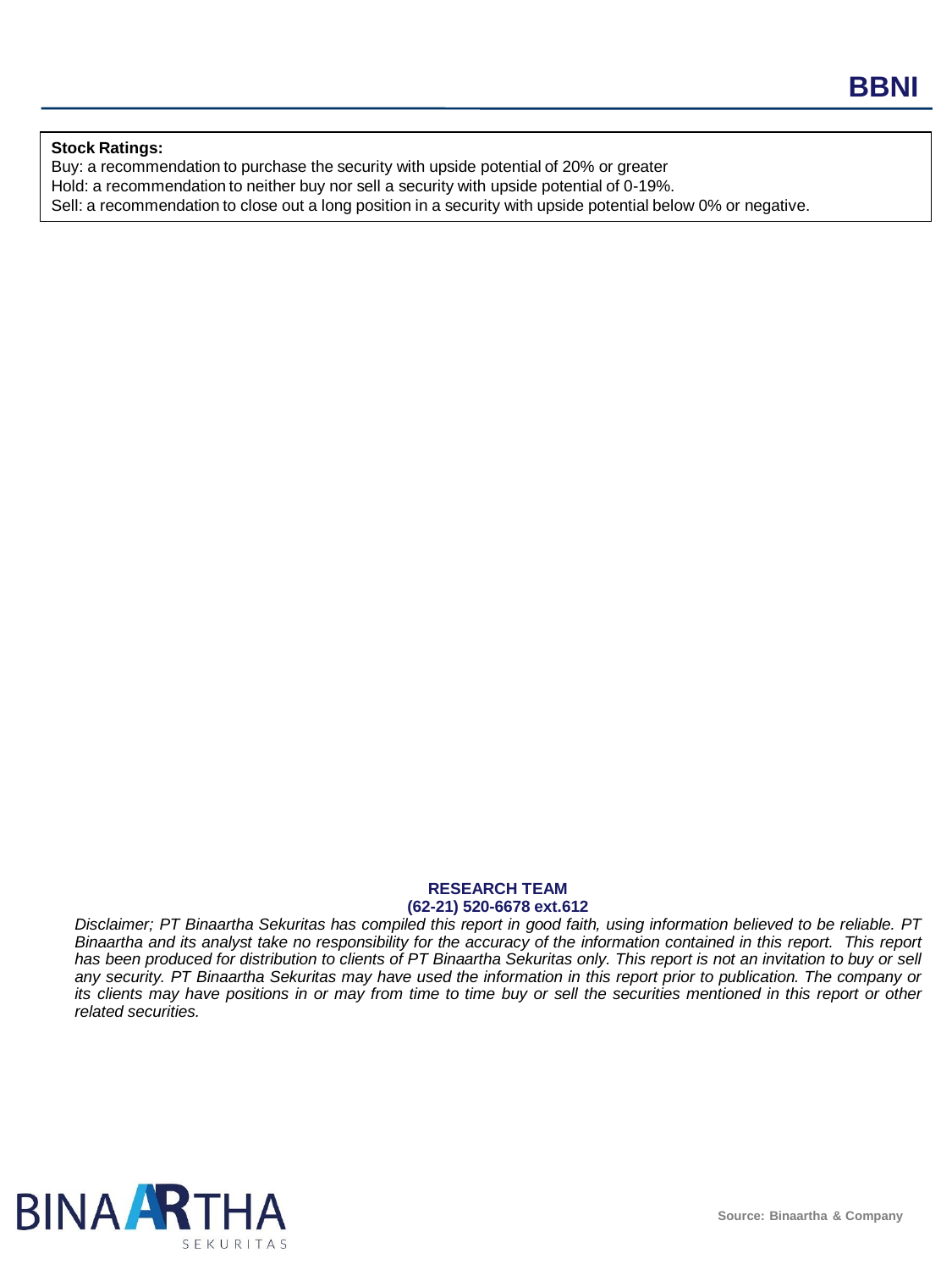**Stock Ratings:**

Buy: a recommendation to purchase the security with upside potential of 20% or greater
Hold: a recommendation to neither buy nor sell a security with upside potential of 0-19%.
Sell: a recommendation to close out a long position in a security with upside potential below 0% or negative.

**RESEARCH TEAM**
**(62-21) 520-6678 ext.612**

*Disclaimer; PT Binaartha Sekuritas has compiled this report in good faith, using information believed to be reliable. PT Binaartha and its analyst take no responsibility for the accuracy of the information contained in this report. This report has been produced for distribution to clients of PT Binaartha Sekuritas only. This report is not an invitation to buy or sell any security. PT Binaartha Sekuritas may have used the information in this report prior to publication. The company or its clients may have positions in or may from time to time buy or sell the securities mentioned in this report or other related securities.*

**Source: Binaartha & Company**